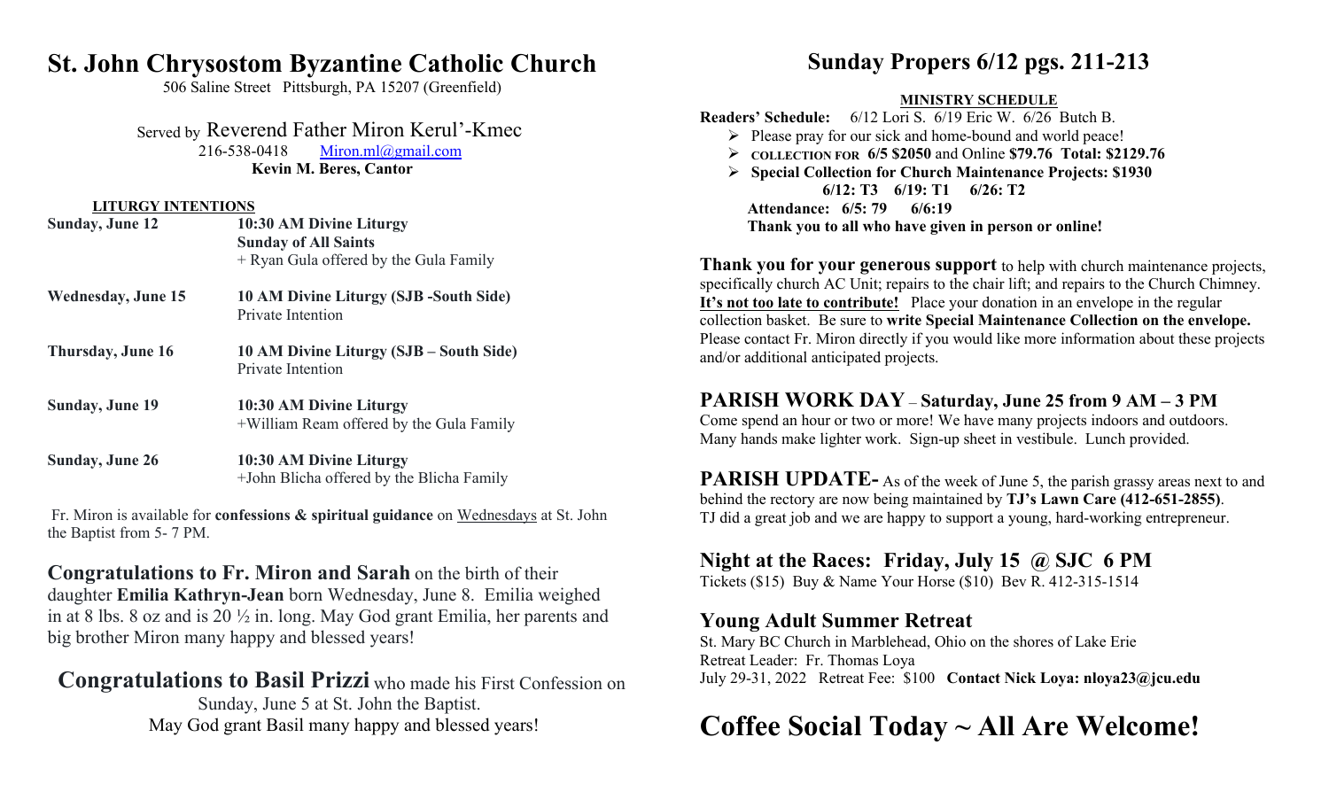# St. John Chrysostom Byzantine Catholic Church

506 Saline Street Pittsburgh, PA 15207 (Greenfield)

Served by Reverend Father Miron Kerul'-Kmec
216-538-0418 Miron.ml@gmail.com
**Kevin M. Beres, Cantor**

**LITURGY INTENTIONS**

| | |
|---|---|
| **Sunday, June 12** | **10:30 AM Divine Liturgy** **Sunday of All Saints** + Ryan Gula offered by the Gula Family |
| **Wednesday, June 15** | **10 AM Divine Liturgy (SJB -South Side)** Private Intention |
| **Thursday, June 16** | **10 AM Divine Liturgy (SJB – South Side)** Private Intention |
| **Sunday, June 19** | **10:30 AM Divine Liturgy** +William Ream offered by the Gula Family |
| **Sunday, June 26** | **10:30 AM Divine Liturgy** +John Blicha offered by the Blicha Family |

Fr. Miron is available for **confessions & spiritual guidance** on Wednesdays at St. John the Baptist from 5- 7 PM.

**Congratulations to Fr. Miron and Sarah** on the birth of their daughter **Emilia Kathryn-Jean** born Wednesday, June 8. Emilia weighed in at 8 lbs. 8 oz and is 20 ½ in. long. May God grant Emilia, her parents and big brother Miron many happy and blessed years!

**Congratulations to Basil Prizzi** who made his First Confession on Sunday, June 5 at St. John the Baptist. May God grant Basil many happy and blessed years!

# Sunday Propers 6/12 pgs. 211-213

**MINISTRY SCHEDULE**

**Readers' Schedule:** 6/12 Lori S. 6/19 Eric W. 6/26 Butch B.

- Please pray for our sick and home-bound and world peace!
- **COLLECTION FOR 6/5 $2050** and Online **$79.76 Total: $2129.76**
- **Special Collection for Church Maintenance Projects: $1930**

**6/12: T3 6/19: T1 6/26: T2**

**Attendance: 6/5: 79 6/6:19**

**Thank you to all who have given in person or online!**

**Thank you for your generous support** to help with church maintenance projects, specifically church AC Unit; repairs to the chair lift; and repairs to the Church Chimney. **It's not too late to contribute!** Place your donation in an envelope in the regular collection basket. Be sure to **write Special Maintenance Collection on the envelope.** Please contact Fr. Miron directly if you would like more information about these projects and/or additional anticipated projects.

## PARISH WORK DAY – Saturday, June 25 from 9 AM – 3 PM

Come spend an hour or two or more! We have many projects indoors and outdoors. Many hands make lighter work. Sign-up sheet in vestibule. Lunch provided.

**PARISH UPDATE-** As of the week of June 5, the parish grassy areas next to and behind the rectory are now being maintained by **TJ's Lawn Care (412-651-2855)**. TJ did a great job and we are happy to support a young, hard-working entrepreneur.

## Night at the Races: Friday, July 15 @ SJC 6 PM

Tickets ($15) Buy & Name Your Horse ($10) Bev R. 412-315-1514

## Young Adult Summer Retreat

St. Mary BC Church in Marblehead, Ohio on the shores of Lake Erie
Retreat Leader: Fr. Thomas Loya
July 29-31, 2022 Retreat Fee: $100 **Contact Nick Loya: nloya23@jcu.edu**

# Coffee Social Today ~ All Are Welcome!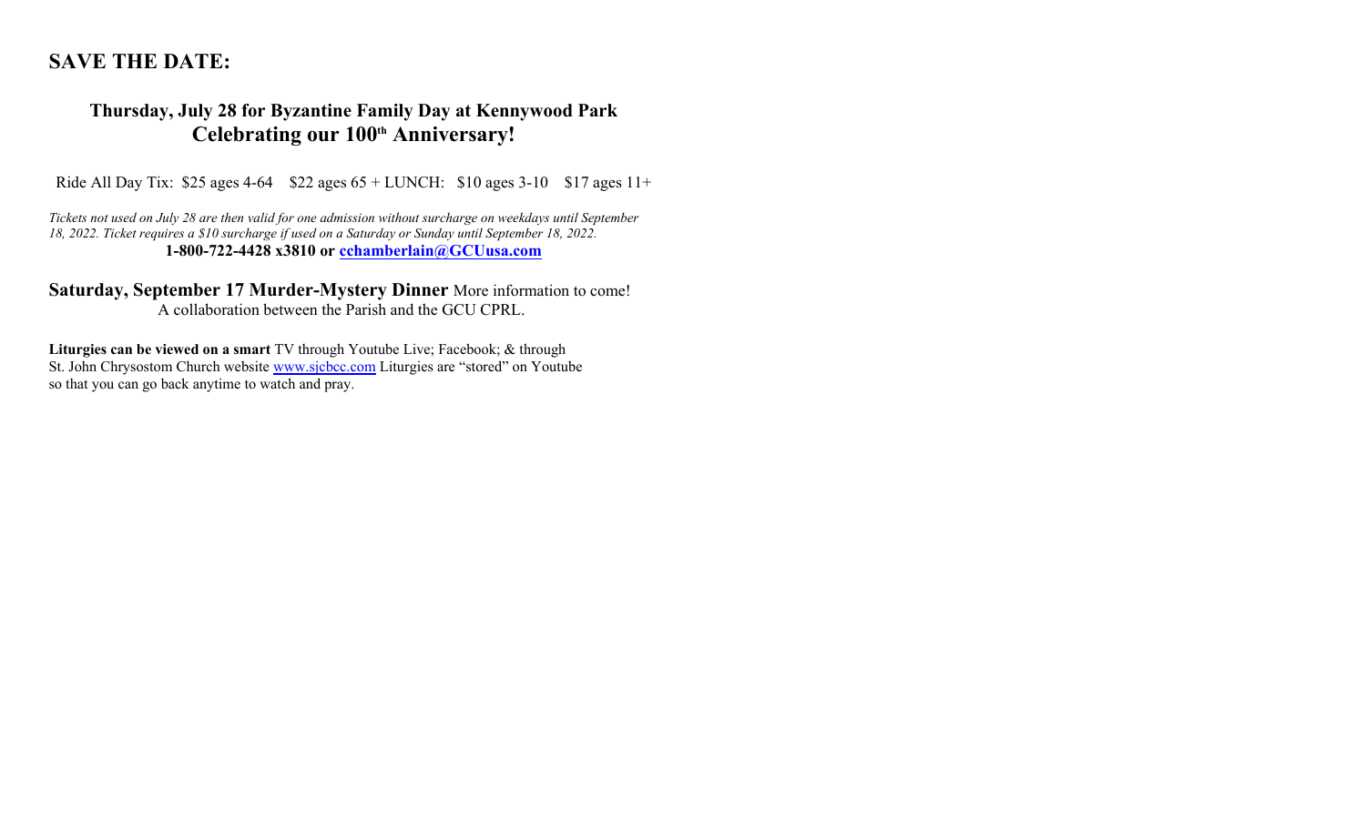## SAVE THE DATE:

**Thursday, July 28 for Byzantine Family Day at Kennywood Park**
**Celebrating our 100th Anniversary!**

Ride All Day Tix: $25 ages 4-64 $22 ages 65 + LUNCH: $10 ages 3-10 $17 ages 11+

*Tickets not used on July 28 are then valid for one admission without surcharge on weekdays until September 18, 2022. Ticket requires a $10 surcharge if used on a Saturday or Sunday until September 18, 2022.*
**1-800-722-4428 x3810 or cchamberlain@GCUusa.com**

**Saturday, September 17 Murder-Mystery Dinner** More information to come!
A collaboration between the Parish and the GCU CPRL.

**Liturgies can be viewed on a smart** TV through Youtube Live; Facebook; & through St. John Chrysostom Church website www.sjcbcc.com Liturgies are "stored" on Youtube so that you can go back anytime to watch and pray.